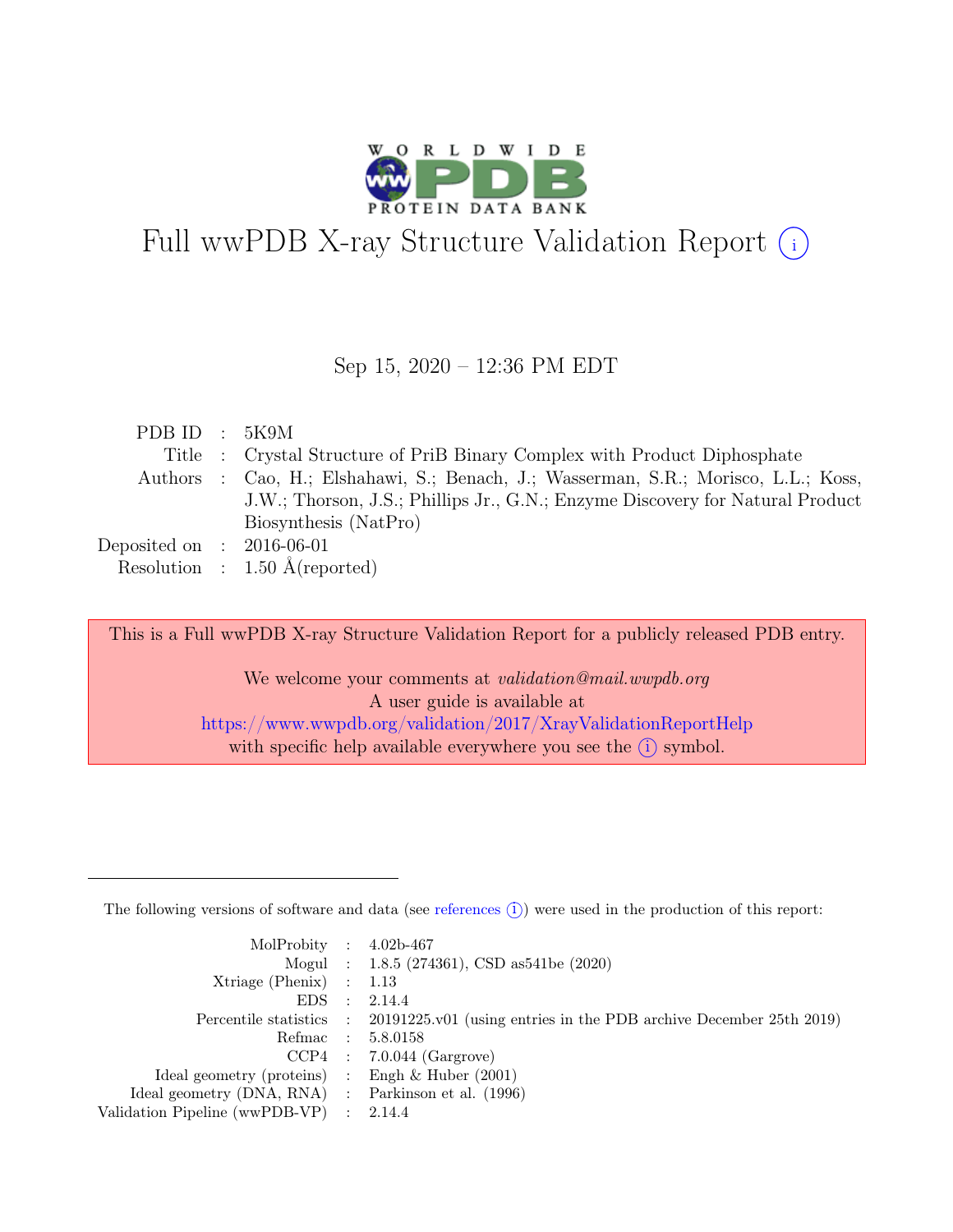# Full wwPDB X-ray Structure Validation Report (i)

Sep 15, 2020 – 12:36 PM EDT

| | | |
|---|---|---|
| PDB ID | : | 5K9M |
| Title | : | Crystal Structure of PriB Binary Complex with Product Diphosphate |
| Authors | : | Cao, H.; Elshahawi, S.; Benach, J.; Wasserman, S.R.; Morisco, L.L.; Koss, J.W.; Thorson, J.S.; Phillips Jr., G.N.; Enzyme Discovery for Natural Product Biosynthesis (NatPro) |
| Deposited on | : | 2016-06-01 |
| Resolution | : | 1.50 Å(reported) |

This is a Full wwPDB X-ray Structure Validation Report for a publicly released PDB entry.

We welcome your comments at *validation@mail.wwpdb.org*
A user guide is available at
https://www.wwpdb.org/validation/2017/XrayValidationReportHelp
with specific help available everywhere you see the (i) symbol.

---

The following versions of software and data (see references (i)) were used in the production of this report:

| | | |
|---|---|---|
| MolProbity | : | 4.02b-467 |
| Mogul | : | 1.8.5 (274361), CSD as541be (2020) |
| Xtriage (Phenix) | : | 1.13 |
| EDS | : | 2.14.4 |
| Percentile statistics | : | 20191225.v01 (using entries in the PDB archive December 25th 2019) |
| Refmac | : | 5.8.0158 |
| CCP4 | : | 7.0.044 (Gargrove) |
| Ideal geometry (proteins) | : | Engh & Huber (2001) |
| Ideal geometry (DNA, RNA) | : | Parkinson et al. (1996) |
| Validation Pipeline (wwPDB-VP) | : | 2.14.4 |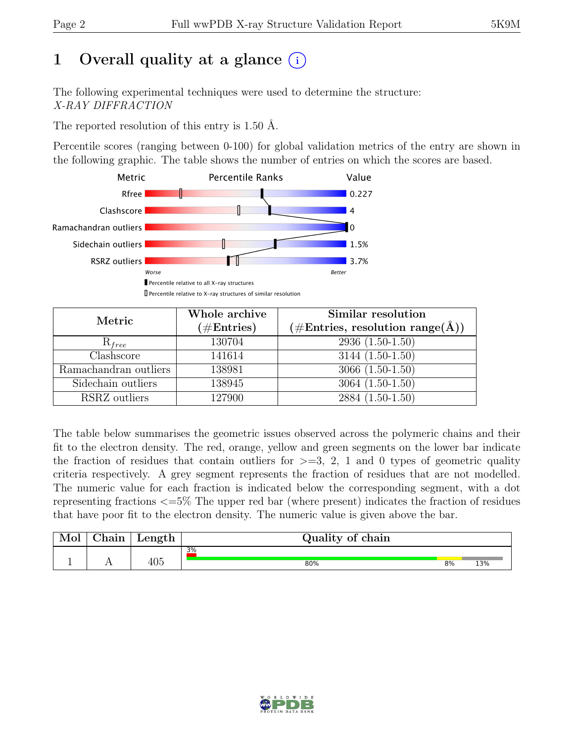# 1 Overall quality at a glance (i)

The following experimental techniques were used to determine the structure:
*X-RAY DIFFRACTION*

The reported resolution of this entry is 1.50 Å.

Percentile scores (ranging between 0-100) for global validation metrics of the entry are shown in the following graphic. The table shows the number of entries on which the scores are based.

| Metric | Value |
|---|---|
| Rfree | 0.227 |
| Clashscore | 4 |
| Ramachandran outliers | 0 |
| Sidechain outliers | 1.5% |
| RSRZ outliers | 3.7% |

Worse — Better

▮ Percentile relative to all X-ray structures
▯ Percentile relative to X-ray structures of similar resolution

| Metric | Whole archive (#Entries) | Similar resolution (#Entries, resolution range(Å)) |
|---|---|---|
| $R_{free}$ | 130704 | 2936 (1.50-1.50) |
| Clashscore | 141614 | 3144 (1.50-1.50) |
| Ramachandran outliers | 138981 | 3066 (1.50-1.50) |
| Sidechain outliers | 138945 | 3064 (1.50-1.50) |
| RSRZ outliers | 127900 | 2884 (1.50-1.50) |

The table below summarises the geometric issues observed across the polymeric chains and their fit to the electron density. The red, orange, yellow and green segments on the lower bar indicate the fraction of residues that contain outliers for >=3, 2, 1 and 0 types of geometric quality criteria respectively. A grey segment represents the fraction of residues that are not modelled. The numeric value for each fraction is indicated below the corresponding segment, with a dot representing fractions <=5% The upper red bar (where present) indicates the fraction of residues that have poor fit to the electron density. The numeric value is given above the bar.

| Mol | Chain | Length | Quality of chain |
|---|---|---|---|
| 1 | A | 405 | 3% (poor fit); 80% green, 8% yellow, 13% grey |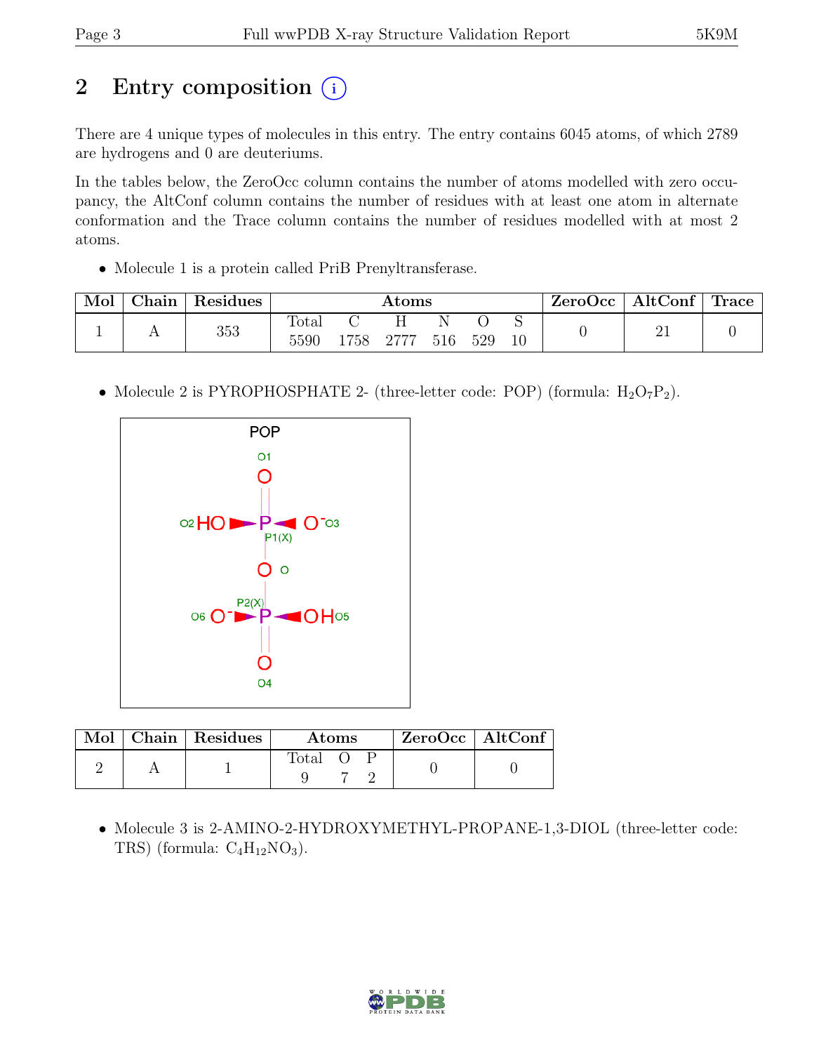# 2 Entry composition

There are 4 unique types of molecules in this entry. The entry contains 6045 atoms, of which 2789 are hydrogens and 0 are deuteriums.

In the tables below, the ZeroOcc column contains the number of atoms modelled with zero occupancy, the AltConf column contains the number of residues with at least one atom in alternate conformation and the Trace column contains the number of residues modelled with at most 2 atoms.

- Molecule 1 is a protein called PriB Prenyltransferase.

| Mol | Chain | Residues | Atoms | | | | | | ZeroOcc | AltConf | Trace |
|---|---|---|---|---|---|---|---|---|---|---|---|
| | | | Total | C | H | N | O | S | | | |
| 1 | A | 353 | 5590 | 1758 | 2777 | 516 | 529 | 10 | 0 | 21 | 0 |

- Molecule 2 is PYROPHOSPHATE 2- (three-letter code: POP) (formula: $H_2O_7P_2$).

| Mol | Chain | Residues | Atoms | | | ZeroOcc | AltConf |
|---|---|---|---|---|---|---|---|
| | | | Total | O | P | | |
| 2 | A | 1 | 9 | 7 | 2 | 0 | 0 |

- Molecule 3 is 2-AMINO-2-HYDROXYMETHYL-PROPANE-1,3-DIOL (three-letter code: TRS) (formula: $C_4H_{12}NO_3$).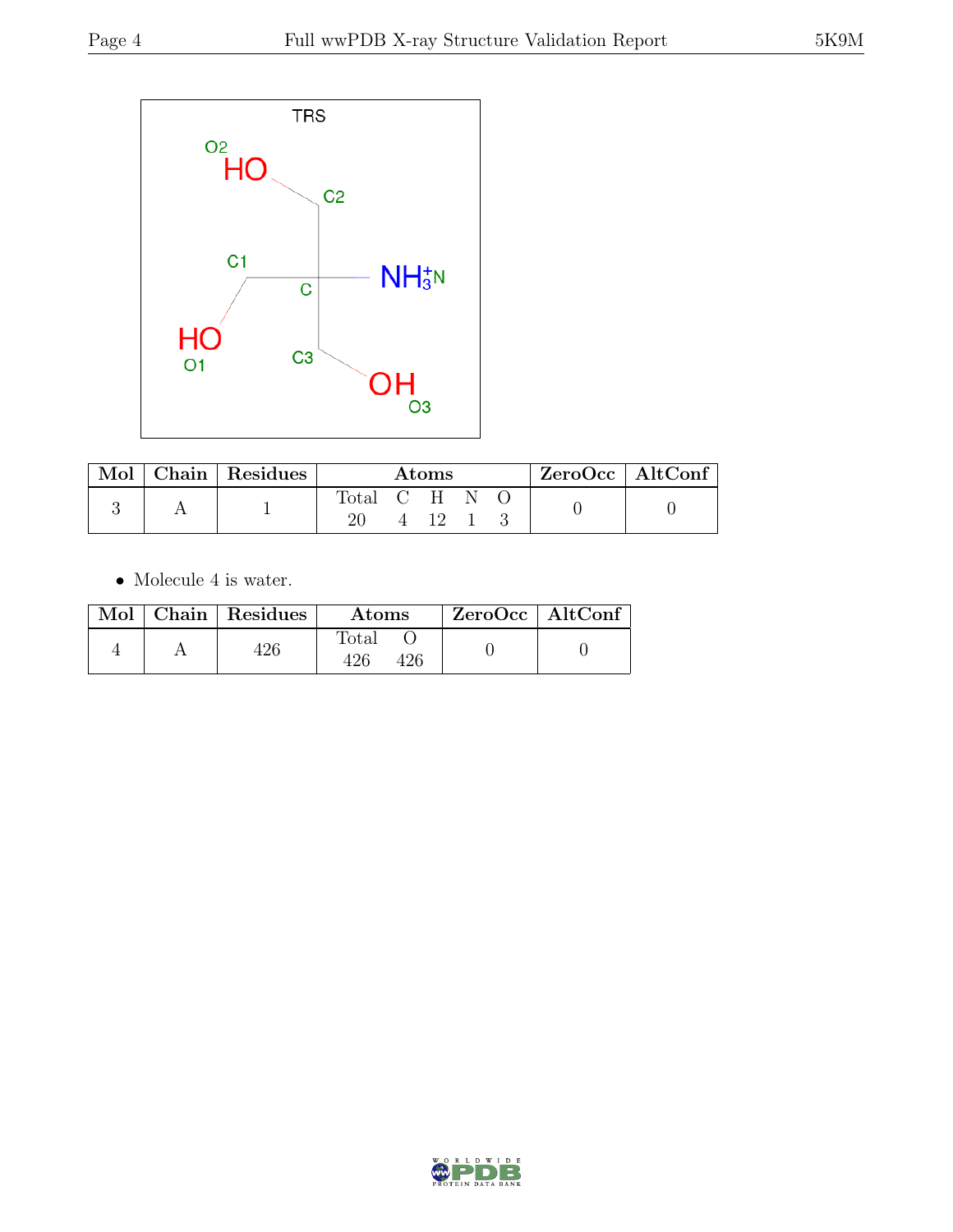| Mol | Chain | Residues | Atoms | | | | | ZeroOcc | AltConf |
|---|---|---|---|---|---|---|---|---|---|
| | | | Total | C | H | N | O | | |
| 3 | A | 1 | 20 | 4 | 12 | 1 | 3 | 0 | 0 |

- Molecule 4 is water.

| Mol | Chain | Residues | Atoms | | ZeroOcc | AltConf |
|---|---|---|---|---|---|---|
| | | | Total | O | | |
| 4 | A | 426 | 426 | 426 | 0 | 0 |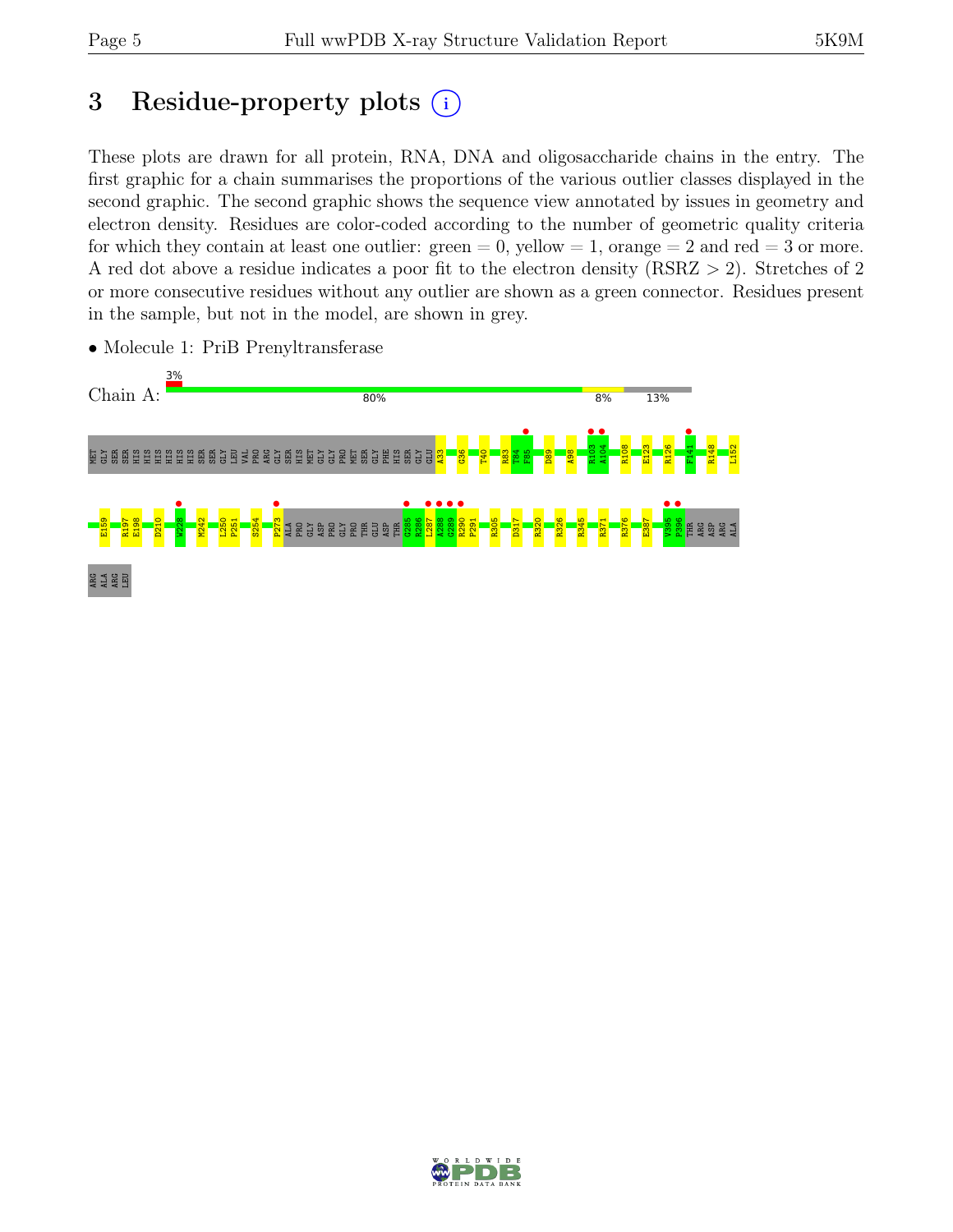# 3 Residue-property plots

These plots are drawn for all protein, RNA, DNA and oligosaccharide chains in the entry. The first graphic for a chain summarises the proportions of the various outlier classes displayed in the second graphic. The second graphic shows the sequence view annotated by issues in geometry and electron density. Residues are color-coded according to the number of geometric quality criteria for which they contain at least one outlier: green = 0, yellow = 1, orange = 2 and red = 3 or more. A red dot above a residue indicates a poor fit to the electron density (RSRZ > 2). Stretches of 2 or more consecutive residues without any outlier are shown as a green connector. Residues present in the sample, but not in the model, are shown in grey.

- Molecule 1: PriB Prenyltransferase

Chain A: 3% | 80% | 8% | 13%

MET GLY SER SER HIS HIS HIS HIS HIS HIS SER SER GLY LEU VAL PRO ARG GLY SER HIS MET GLY GLY PRO MET SER GLY PHE HIS SER GLY GLU A33 G36 T40 R83 T84 F85 D89 A98 R103 A104 R108 E123 R126 F141 R148 L152

E159 R197 E198 D210 W228 M242 L250 P251 S254 P273 ALA PRO GLY ASP PRO GLY PRO THR GLU ASP THR G285 R286 L287 A288 G289 R290 P291 R305 D317 R320 R326 R345 R371 R376 E387 V395 P396 THR ARG ASP ARG ALA

ARG ALA ARG LEU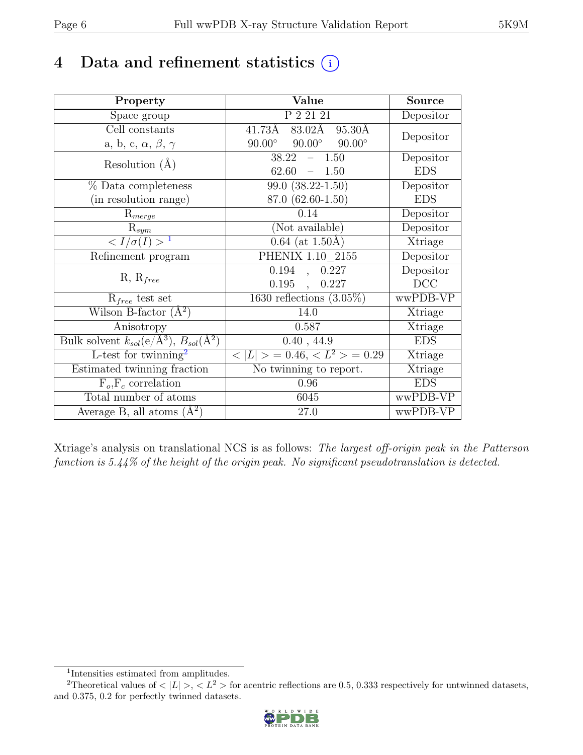# 4 Data and refinement statistics (i)

| Property | Value | Source |
|---|---|---|
| Space group | P 2 21 21 | Depositor |
| Cell constants<br>a, b, c, $\alpha$, $\beta$, $\gamma$ | 41.73Å 83.02Å 95.30Å<br>90.00° 90.00° 90.00° | Depositor |
| Resolution (Å) | 38.22 – 1.50<br>62.60 – 1.50 | Depositor<br>EDS |
| % Data completeness<br>(in resolution range) | 99.0 (38.22-1.50)<br>87.0 (62.60-1.50) | Depositor<br>EDS |
| $R_{merge}$ | 0.14 | Depositor |
| $R_{sym}$ | (Not available) | Depositor |
| $< I/\sigma(I) >$ [1] | 0.64 (at 1.50Å) | Xtriage |
| Refinement program | PHENIX 1.10_2155 | Depositor |
| R, $R_{free}$ | 0.194 , 0.227<br>0.195 , 0.227 | Depositor<br>DCC |
| $R_{free}$ test set | 1630 reflections (3.05%) | wwPDB-VP |
| Wilson B-factor (Å$^2$) | 14.0 | Xtriage |
| Anisotropy | 0.587 | Xtriage |
| Bulk solvent $k_{sol}$(e/Å$^3$), $B_{sol}$(Å$^2$) | 0.40 , 44.9 | EDS |
| L-test for twinning[2] | $< \|L\| > = 0.46$, $< L^2 > = 0.29$ | Xtriage |
| Estimated twinning fraction | No twinning to report. | Xtriage |
| $F_o$,$F_c$ correlation | 0.96 | EDS |
| Total number of atoms | 6045 | wwPDB-VP |
| Average B, all atoms (Å$^2$) | 27.0 | wwPDB-VP |

Xtriage's analysis on translational NCS is as follows: *The largest off-origin peak in the Patterson function is 5.44% of the height of the origin peak. No significant pseudotranslation is detected.*

[1] Intensities estimated from amplitudes.

[2] Theoretical values of $< |L| >$, $< L^2 >$ for acentric reflections are 0.5, 0.333 respectively for untwinned datasets, and 0.375, 0.2 for perfectly twinned datasets.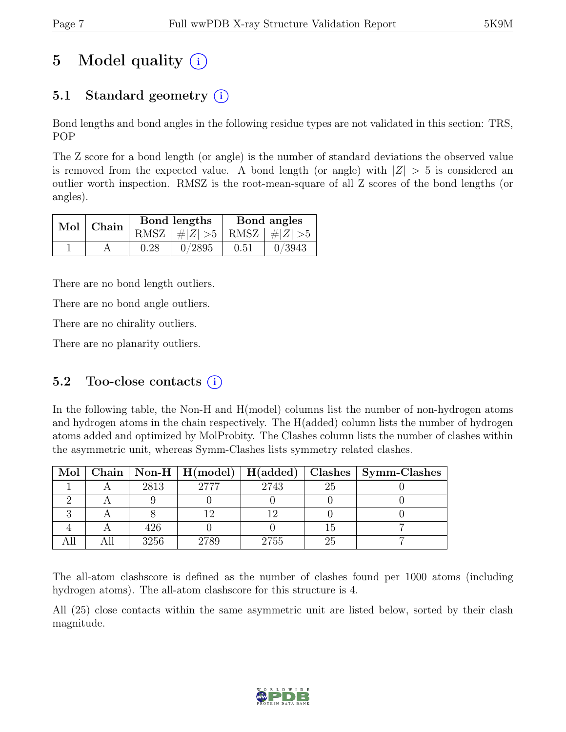# 5 Model quality (i)

## 5.1 Standard geometry (i)

Bond lengths and bond angles in the following residue types are not validated in this section: TRS, POP

The Z score for a bond length (or angle) is the number of standard deviations the observed value is removed from the expected value. A bond length (or angle) with $|Z| > 5$ is considered an outlier worth inspection. RMSZ is the root-mean-square of all Z scores of the bond lengths (or angles).

| Mol | Chain | Bond lengths | | Bond angles | |
|---|---|---|---|---|---|
| | | RMSZ | $\#|Z| > 5$ | RMSZ | $\#|Z| > 5$ |
| 1 | A | 0.28 | 0/2895 | 0.51 | 0/3943 |

There are no bond length outliers.

There are no bond angle outliers.

There are no chirality outliers.

There are no planarity outliers.

## 5.2 Too-close contacts (i)

In the following table, the Non-H and H(model) columns list the number of non-hydrogen atoms and hydrogen atoms in the chain respectively. The H(added) column lists the number of hydrogen atoms added and optimized by MolProbity. The Clashes column lists the number of clashes within the asymmetric unit, whereas Symm-Clashes lists symmetry related clashes.

| Mol | Chain | Non-H | H(model) | H(added) | Clashes | Symm-Clashes |
|---|---|---|---|---|---|---|
| 1 | A | 2813 | 2777 | 2743 | 25 | 0 |
| 2 | A | 9 | 0 | 0 | 0 | 0 |
| 3 | A | 8 | 12 | 12 | 0 | 0 |
| 4 | A | 426 | 0 | 0 | 15 | 7 |
| All | All | 3256 | 2789 | 2755 | 25 | 7 |

The all-atom clashscore is defined as the number of clashes found per 1000 atoms (including hydrogen atoms). The all-atom clashscore for this structure is 4.

All (25) close contacts within the same asymmetric unit are listed below, sorted by their clash magnitude.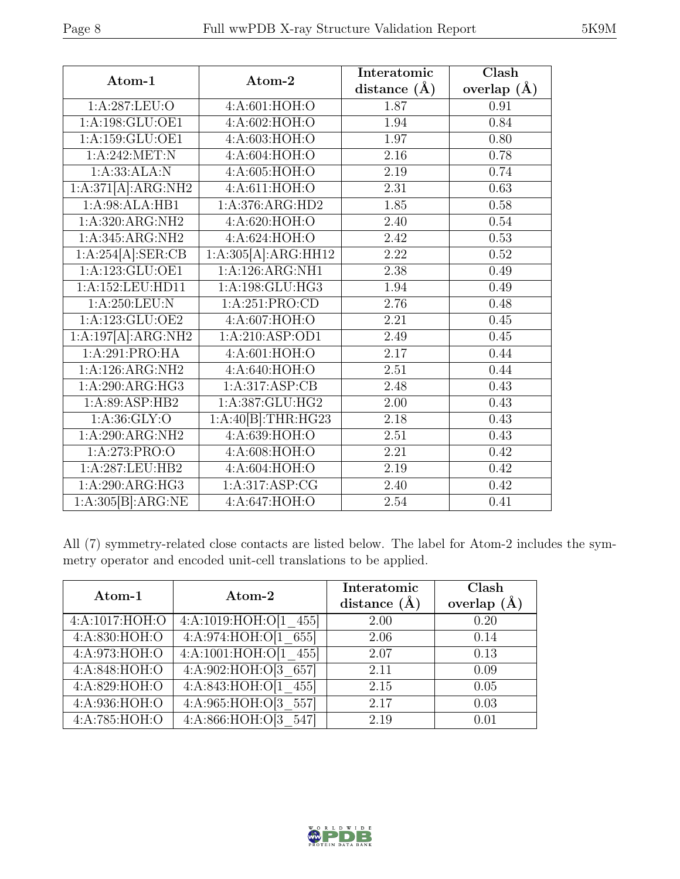| Atom-1 | Atom-2 | Interatomic distance (Å) | Clash overlap (Å) |
|---|---|---|---|
| 1:A:287:LEU:O | 4:A:601:HOH:O | 1.87 | 0.91 |
| 1:A:198:GLU:OE1 | 4:A:602:HOH:O | 1.94 | 0.84 |
| 1:A:159:GLU:OE1 | 4:A:603:HOH:O | 1.97 | 0.80 |
| 1:A:242:MET:N | 4:A:604:HOH:O | 2.16 | 0.78 |
| 1:A:33:ALA:N | 4:A:605:HOH:O | 2.19 | 0.74 |
| 1:A:371[A]:ARG:NH2 | 4:A:611:HOH:O | 2.31 | 0.63 |
| 1:A:98:ALA:HB1 | 1:A:376:ARG:HD2 | 1.85 | 0.58 |
| 1:A:320:ARG:NH2 | 4:A:620:HOH:O | 2.40 | 0.54 |
| 1:A:345:ARG:NH2 | 4:A:624:HOH:O | 2.42 | 0.53 |
| 1:A:254[A]:SER:CB | 1:A:305[A]:ARG:HH12 | 2.22 | 0.52 |
| 1:A:123:GLU:OE1 | 1:A:126:ARG:NH1 | 2.38 | 0.49 |
| 1:A:152:LEU:HD11 | 1:A:198:GLU:HG3 | 1.94 | 0.49 |
| 1:A:250:LEU:N | 1:A:251:PRO:CD | 2.76 | 0.48 |
| 1:A:123:GLU:OE2 | 4:A:607:HOH:O | 2.21 | 0.45 |
| 1:A:197[A]:ARG:NH2 | 1:A:210:ASP:OD1 | 2.49 | 0.45 |
| 1:A:291:PRO:HA | 4:A:601:HOH:O | 2.17 | 0.44 |
| 1:A:126:ARG:NH2 | 4:A:640:HOH:O | 2.51 | 0.44 |
| 1:A:290:ARG:HG3 | 1:A:317:ASP:CB | 2.48 | 0.43 |
| 1:A:89:ASP:HB2 | 1:A:387:GLU:HG2 | 2.00 | 0.43 |
| 1:A:36:GLY:O | 1:A:40[B]:THR:HG23 | 2.18 | 0.43 |
| 1:A:290:ARG:NH2 | 4:A:639:HOH:O | 2.51 | 0.43 |
| 1:A:273:PRO:O | 4:A:608:HOH:O | 2.21 | 0.42 |
| 1:A:287:LEU:HB2 | 4:A:604:HOH:O | 2.19 | 0.42 |
| 1:A:290:ARG:HG3 | 1:A:317:ASP:CG | 2.40 | 0.42 |
| 1:A:305[B]:ARG:NE | 4:A:647:HOH:O | 2.54 | 0.41 |

All (7) symmetry-related close contacts are listed below. The label for Atom-2 includes the symmetry operator and encoded unit-cell translations to be applied.

| Atom-1 | Atom-2 | Interatomic distance (Å) | Clash overlap (Å) |
|---|---|---|---|
| 4:A:1017:HOH:O | 4:A:1019:HOH:O[1_455] | 2.00 | 0.20 |
| 4:A:830:HOH:O | 4:A:974:HOH:O[1_655] | 2.06 | 0.14 |
| 4:A:973:HOH:O | 4:A:1001:HOH:O[1_455] | 2.07 | 0.13 |
| 4:A:848:HOH:O | 4:A:902:HOH:O[3_657] | 2.11 | 0.09 |
| 4:A:829:HOH:O | 4:A:843:HOH:O[1_455] | 2.15 | 0.05 |
| 4:A:936:HOH:O | 4:A:965:HOH:O[3_557] | 2.17 | 0.03 |
| 4:A:785:HOH:O | 4:A:866:HOH:O[3_547] | 2.19 | 0.01 |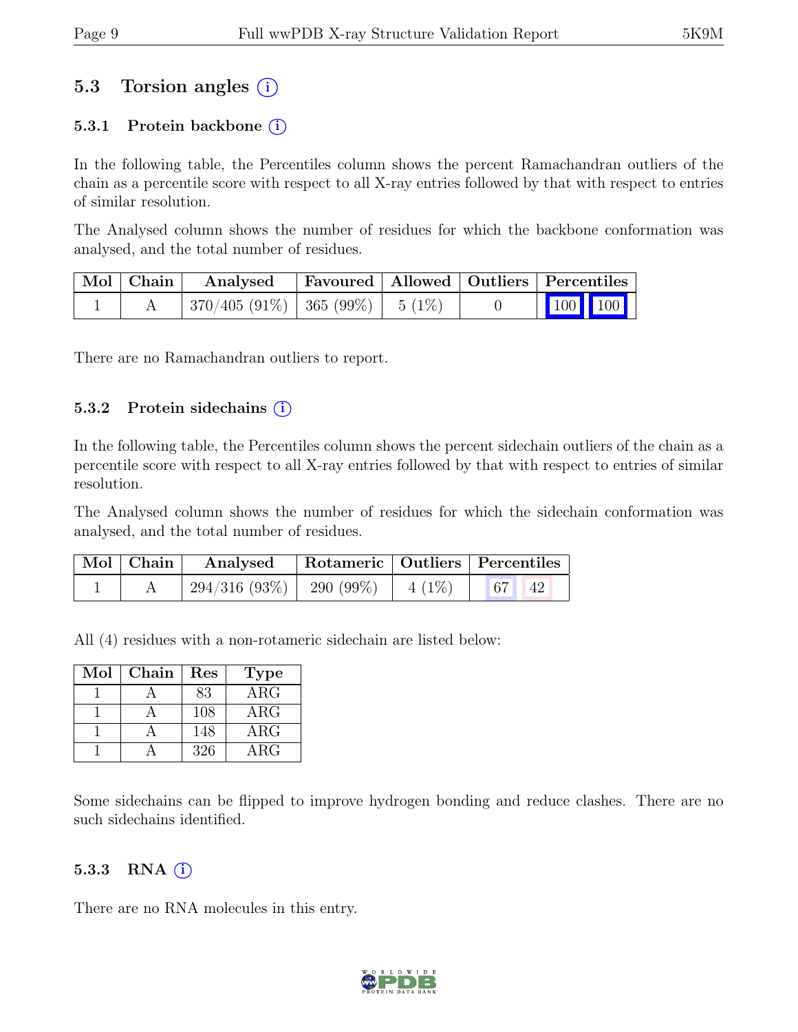## 5.3 Torsion angles (i)

### 5.3.1 Protein backbone (i)

In the following table, the Percentiles column shows the percent Ramachandran outliers of the chain as a percentile score with respect to all X-ray entries followed by that with respect to entries of similar resolution.

The Analysed column shows the number of residues for which the backbone conformation was analysed, and the total number of residues.

| Mol | Chain | Analysed | Favoured | Allowed | Outliers | Percentiles | |
|---|---|---|---|---|---|---|---|
| 1 | A | 370/405 (91%) | 365 (99%) | 5 (1%) | 0 | 100 | 100 |

There are no Ramachandran outliers to report.

### 5.3.2 Protein sidechains (i)

In the following table, the Percentiles column shows the percent sidechain outliers of the chain as a percentile score with respect to all X-ray entries followed by that with respect to entries of similar resolution.

The Analysed column shows the number of residues for which the sidechain conformation was analysed, and the total number of residues.

| Mol | Chain | Analysed | Rotameric | Outliers | Percentiles | |
|---|---|---|---|---|---|---|
| 1 | A | 294/316 (93%) | 290 (99%) | 4 (1%) | 67 | 42 |

All (4) residues with a non-rotameric sidechain are listed below:

| Mol | Chain | Res | Type |
|---|---|---|---|
| 1 | A | 83 | ARG |
| 1 | A | 108 | ARG |
| 1 | A | 148 | ARG |
| 1 | A | 326 | ARG |

Some sidechains can be flipped to improve hydrogen bonding and reduce clashes. There are no such sidechains identified.

### 5.3.3 RNA (i)

There are no RNA molecules in this entry.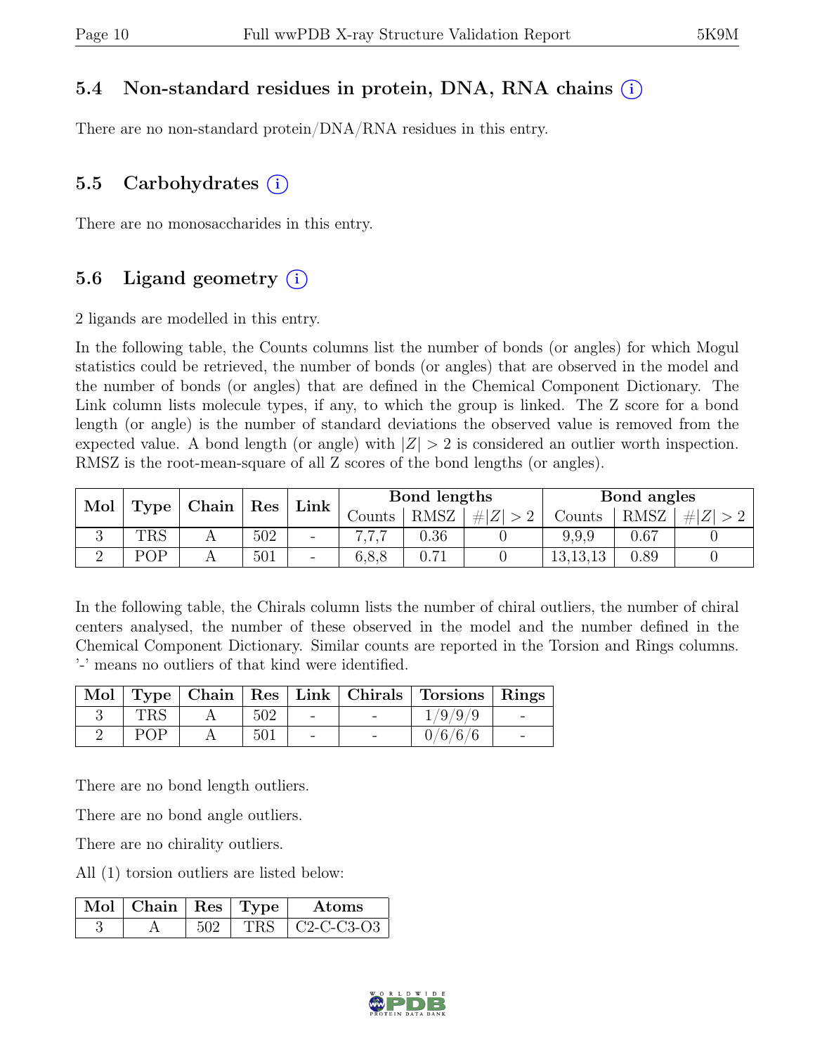## 5.4 Non-standard residues in protein, DNA, RNA chains (i)

There are no non-standard protein/DNA/RNA residues in this entry.

## 5.5 Carbohydrates (i)

There are no monosaccharides in this entry.

## 5.6 Ligand geometry (i)

2 ligands are modelled in this entry.

In the following table, the Counts columns list the number of bonds (or angles) for which Mogul statistics could be retrieved, the number of bonds (or angles) that are observed in the model and the number of bonds (or angles) that are defined in the Chemical Component Dictionary. The Link column lists molecule types, if any, to which the group is linked. The Z score for a bond length (or angle) is the number of standard deviations the observed value is removed from the expected value. A bond length (or angle) with $|Z| > 2$ is considered an outlier worth inspection. RMSZ is the root-mean-square of all Z scores of the bond lengths (or angles).

| Mol | Type | Chain | Res | Link | Bond lengths | | | Bond angles | | |
|---|---|---|---|---|---|---|---|---|---|---|
| | | | | | Counts | RMSZ | $\#\|Z\| > 2$ | Counts | RMSZ | $\#\|Z\| > 2$ |
| 3 | TRS | A | 502 | - | 7,7,7 | 0.36 | 0 | 9,9,9 | 0.67 | 0 |
| 2 | POP | A | 501 | - | 6,8,8 | 0.71 | 0 | 13,13,13 | 0.89 | 0 |

In the following table, the Chirals column lists the number of chiral outliers, the number of chiral centers analysed, the number of these observed in the model and the number defined in the Chemical Component Dictionary. Similar counts are reported in the Torsion and Rings columns. '-' means no outliers of that kind were identified.

| Mol | Type | Chain | Res | Link | Chirals | Torsions | Rings |
|---|---|---|---|---|---|---|---|
| 3 | TRS | A | 502 | - | - | 1/9/9/9 | - |
| 2 | POP | A | 501 | - | - | 0/6/6/6 | - |

There are no bond length outliers.

There are no bond angle outliers.

There are no chirality outliers.

All (1) torsion outliers are listed below:

| Mol | Chain | Res | Type | Atoms |
|---|---|---|---|---|
| 3 | A | 502 | TRS | C2-C-C3-O3 |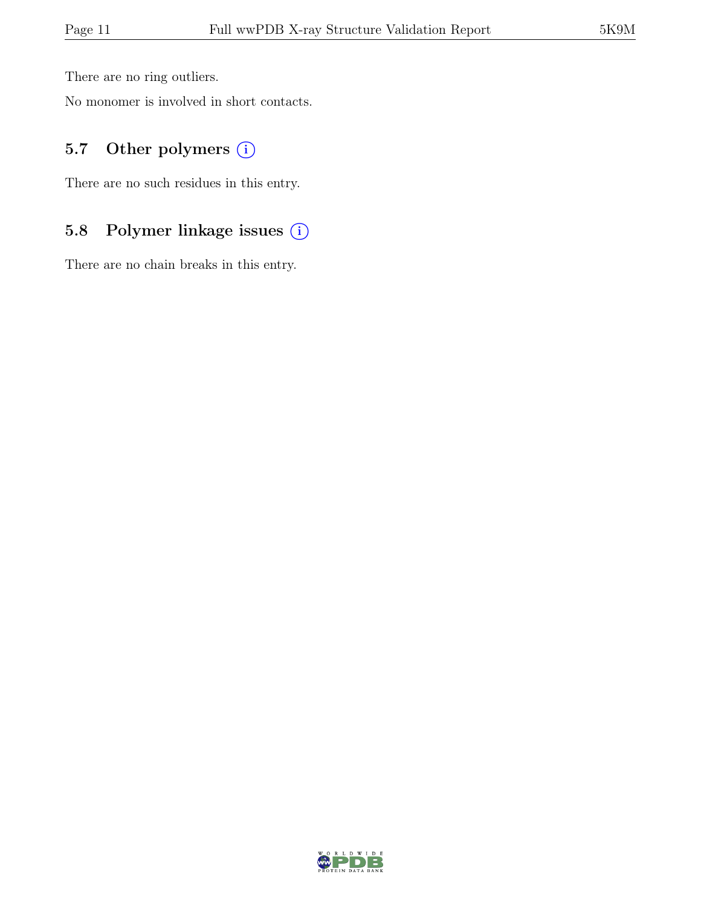There are no ring outliers.

No monomer is involved in short contacts.

## 5.7 Other polymers (i)

There are no such residues in this entry.

## 5.8 Polymer linkage issues (i)

There are no chain breaks in this entry.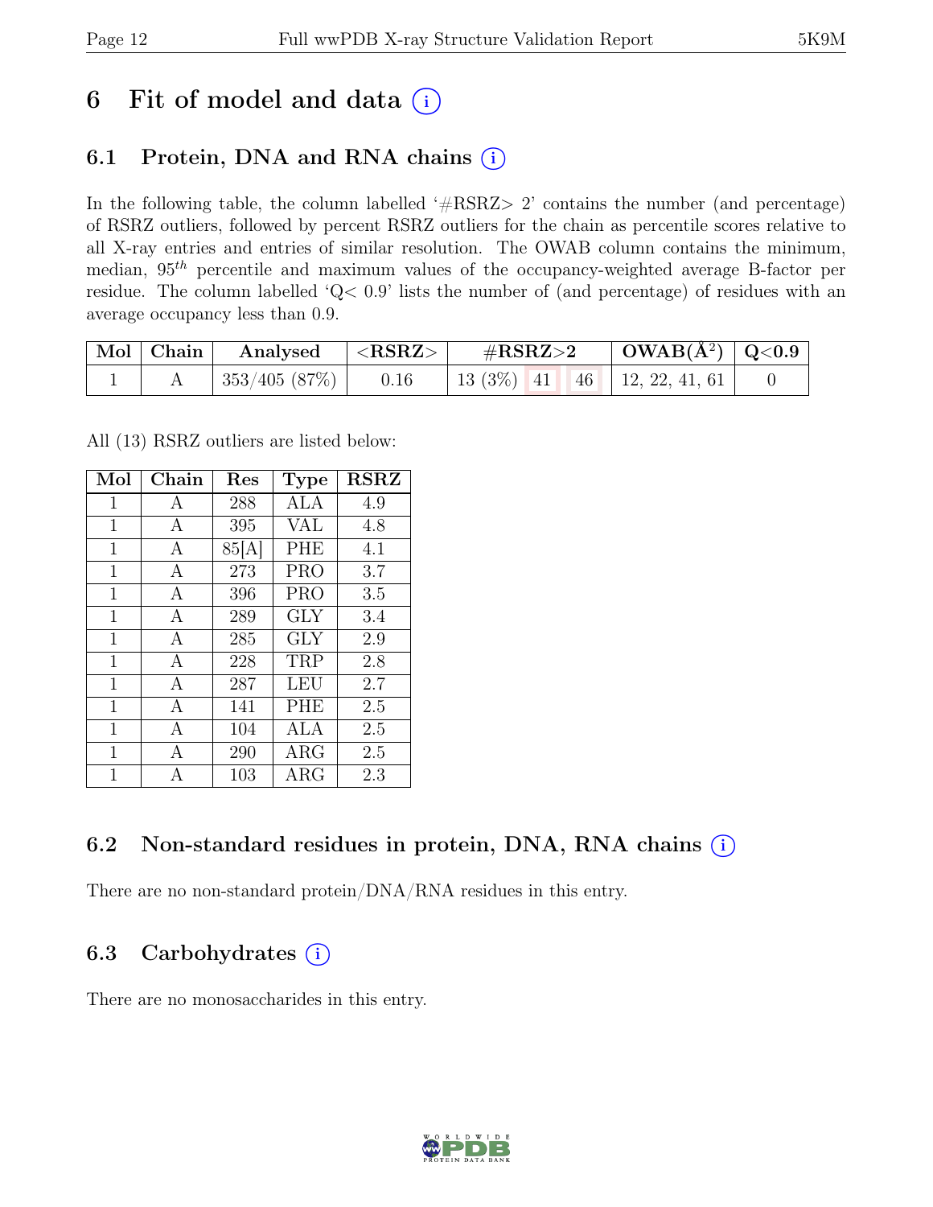# 6 Fit of model and data (i)

## 6.1 Protein, DNA and RNA chains (i)

In the following table, the column labelled '#RSRZ> 2' contains the number (and percentage) of RSRZ outliers, followed by percent RSRZ outliers for the chain as percentile scores relative to all X-ray entries and entries of similar resolution. The OWAB column contains the minimum, median, $95^{th}$ percentile and maximum values of the occupancy-weighted average B-factor per residue. The column labelled 'Q< 0.9' lists the number of (and percentage) of residues with an average occupancy less than 0.9.

| Mol | Chain | Analysed | <RSRZ> | #RSRZ>2 | | | OWAB(Å$^2$) | Q<0.9 |
|---|---|---|---|---|---|---|---|---|
| 1 | A | 353/405 (87%) | 0.16 | 13 (3%) | 41 | 46 | 12, 22, 41, 61 | 0 |

All (13) RSRZ outliers are listed below:

| Mol | Chain | Res | Type | RSRZ |
|---|---|---|---|---|
| 1 | A | 288 | ALA | 4.9 |
| 1 | A | 395 | VAL | 4.8 |
| 1 | A | 85[A] | PHE | 4.1 |
| 1 | A | 273 | PRO | 3.7 |
| 1 | A | 396 | PRO | 3.5 |
| 1 | A | 289 | GLY | 3.4 |
| 1 | A | 285 | GLY | 2.9 |
| 1 | A | 228 | TRP | 2.8 |
| 1 | A | 287 | LEU | 2.7 |
| 1 | A | 141 | PHE | 2.5 |
| 1 | A | 104 | ALA | 2.5 |
| 1 | A | 290 | ARG | 2.5 |
| 1 | A | 103 | ARG | 2.3 |

## 6.2 Non-standard residues in protein, DNA, RNA chains (i)

There are no non-standard protein/DNA/RNA residues in this entry.

## 6.3 Carbohydrates (i)

There are no monosaccharides in this entry.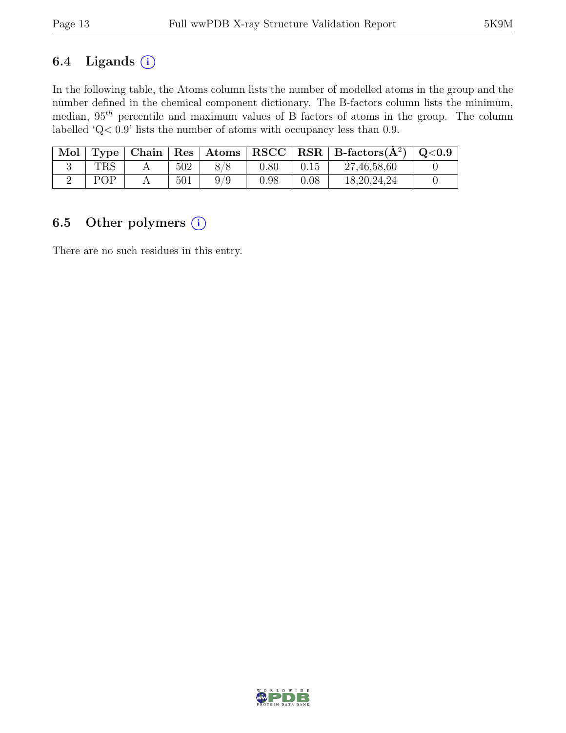## 6.4 Ligands (i)

In the following table, the Atoms column lists the number of modelled atoms in the group and the number defined in the chemical component dictionary. The B-factors column lists the minimum, median, $95^{th}$ percentile and maximum values of B factors of atoms in the group. The column labelled 'Q< 0.9' lists the number of atoms with occupancy less than 0.9.

| Mol | Type | Chain | Res | Atoms | RSCC | RSR | B-factors($Å^2$) | Q<0.9 |
|---|---|---|---|---|---|---|---|---|
| 3 | TRS | A | 502 | 8/8 | 0.80 | 0.15 | 27,46,58,60 | 0 |
| 2 | POP | A | 501 | 9/9 | 0.98 | 0.08 | 18,20,24,24 | 0 |

## 6.5 Other polymers (i)

There are no such residues in this entry.